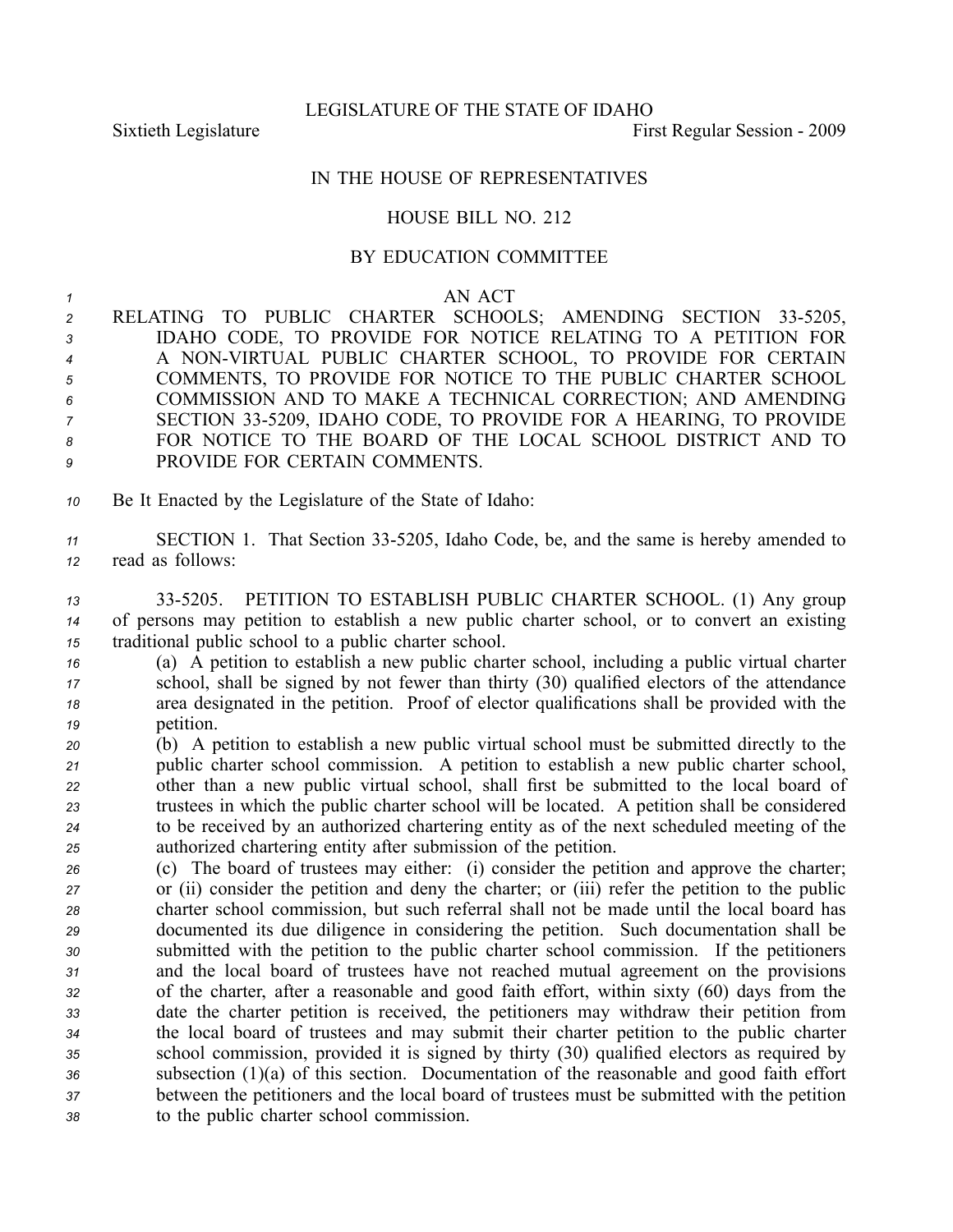LEGISLATURE OF THE STATE OF IDAHO

Sixtieth Legislature First Regular Session - 2009

IN THE HOUSE OF REPRESENTATIVES

HOUSE BILL NO. 212

BY EDUCATION COMMITTEE

AN ACT

RELATING TO PUBLIC CHARTER SCHOOLS; AMENDING SECTION 33-5205, IDAHO CODE, TO PROVIDE FOR NOTICE RELATING TO A PETITION FOR A NON-VIRTUAL PUBLIC CHARTER SCHOOL, TO PROVIDE FOR CERTAIN COMMENTS, TO PROVIDE FOR NOTICE TO THE PUBLIC CHARTER SCHOOL COMMISSION AND TO MAKE A TECHNICAL CORRECTION; AND AMENDING SECTION 33-5209, IDAHO CODE, TO PROVIDE FOR A HEARING, TO PROVIDE FOR NOTICE TO THE BOARD OF THE LOCAL SCHOOL DISTRICT AND TO PROVIDE FOR CERTAIN COMMENTS.

Be It Enacted by the Legislature of the State of Idaho:

SECTION 1. That Section 33-5205, Idaho Code, be, and the same is hereby amended to read as follows:

33-5205. PETITION TO ESTABLISH PUBLIC CHARTER SCHOOL. (1) Any group of persons may petition to establish a new public charter school, or to convert an existing traditional public school to a public charter school.

(a) A petition to establish a new public charter school, including a public virtual charter school, shall be signed by not fewer than thirty (30) qualified electors of the attendance area designated in the petition. Proof of elector qualifications shall be provided with the petition.

(b) A petition to establish a new public virtual school must be submitted directly to the public charter school commission. A petition to establish a new public charter school, other than a new public virtual school, shall first be submitted to the local board of trustees in which the public charter school will be located. A petition shall be considered to be received by an authorized chartering entity as of the next scheduled meeting of the authorized chartering entity after submission of the petition.

(c) The board of trustees may either: (i) consider the petition and approve the charter; or (ii) consider the petition and deny the charter; or (iii) refer the petition to the public charter school commission, but such referral shall not be made until the local board has documented its due diligence in considering the petition. Such documentation shall be submitted with the petition to the public charter school commission. If the petitioners and the local board of trustees have not reached mutual agreement on the provisions of the charter, after a reasonable and good faith effort, within sixty (60) days from the date the charter petition is received, the petitioners may withdraw their petition from the local board of trustees and may submit their charter petition to the public charter school commission, provided it is signed by thirty (30) qualified electors as required by subsection (1)(a) of this section. Documentation of the reasonable and good faith effort between the petitioners and the local board of trustees must be submitted with the petition to the public charter school commission.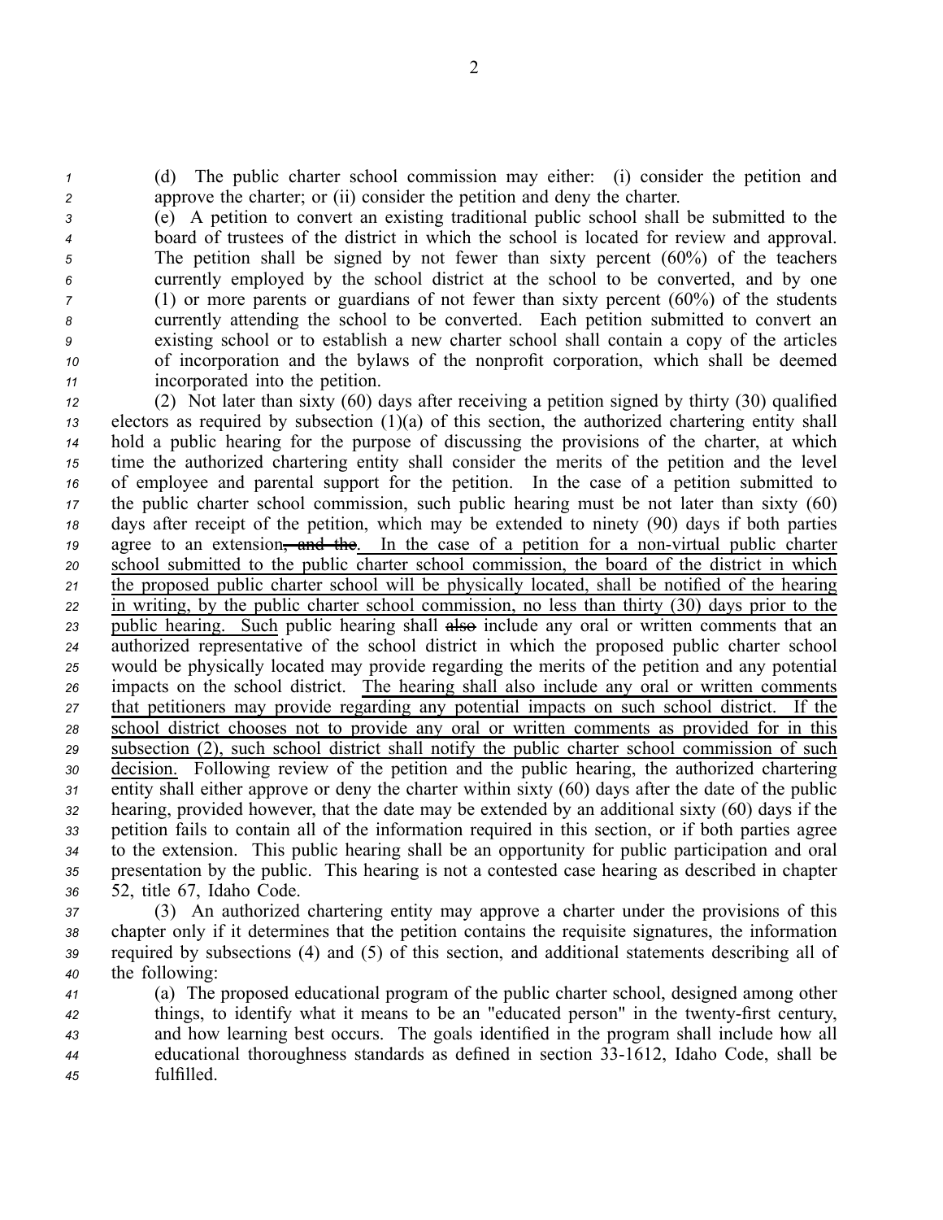(d) The public charter school commission may either: (i) consider the petition and approve the charter; or (ii) consider the petition and deny the charter.

(e) A petition to convert an existing traditional public school shall be submitted to the board of trustees of the district in which the school is located for review and approval. The petition shall be signed by not fewer than sixty percent (60%) of the teachers currently employed by the school district at the school to be converted, and by one (1) or more parents or guardians of not fewer than sixty percent (60%) of the students currently attending the school to be converted. Each petition submitted to convert an existing school or to establish a new charter school shall contain a copy of the articles of incorporation and the bylaws of the nonprofit corporation, which shall be deemed incorporated into the petition.

(2) Not later than sixty (60) days after receiving a petition signed by thirty (30) qualified electors as required by subsection (1)(a) of this section, the authorized chartering entity shall hold a public hearing for the purpose of discussing the provisions of the charter, at which time the authorized chartering entity shall consider the merits of the petition and the level of employee and parental support for the petition. In the case of a petition submitted to the public charter school commission, such public hearing must be not later than sixty (60) days after receipt of the petition, which may be extended to ninety (90) days if both parties agree to an extension~~, and the~~. <u>In the case of a petition for a non-virtual public charter school submitted to the public charter school commission, the board of the district in which the proposed public charter school will be physically located, shall be notified of the hearing in writing, by the public charter school commission, no less than thirty (30) days prior to the public hearing. Such</u> public hearing shall ~~also~~ include any oral or written comments that an authorized representative of the school district in which the proposed public charter school would be physically located may provide regarding the merits of the petition and any potential impacts on the school district. <u>The hearing shall also include any oral or written comments that petitioners may provide regarding any potential impacts on such school district. If the school district chooses not to provide any oral or written comments as provided for in this subsection (2), such school district shall notify the public charter school commission of such decision.</u> Following review of the petition and the public hearing, the authorized chartering entity shall either approve or deny the charter within sixty (60) days after the date of the public hearing, provided however, that the date may be extended by an additional sixty (60) days if the petition fails to contain all of the information required in this section, or if both parties agree to the extension. This public hearing shall be an opportunity for public participation and oral presentation by the public. This hearing is not a contested case hearing as described in chapter 52, title 67, Idaho Code.

(3) An authorized chartering entity may approve a charter under the provisions of this chapter only if it determines that the petition contains the requisite signatures, the information required by subsections (4) and (5) of this section, and additional statements describing all of the following:

(a) The proposed educational program of the public charter school, designed among other things, to identify what it means to be an "educated person" in the twenty-first century, and how learning best occurs. The goals identified in the program shall include how all educational thoroughness standards as defined in section 33-1612, Idaho Code, shall be fulfilled.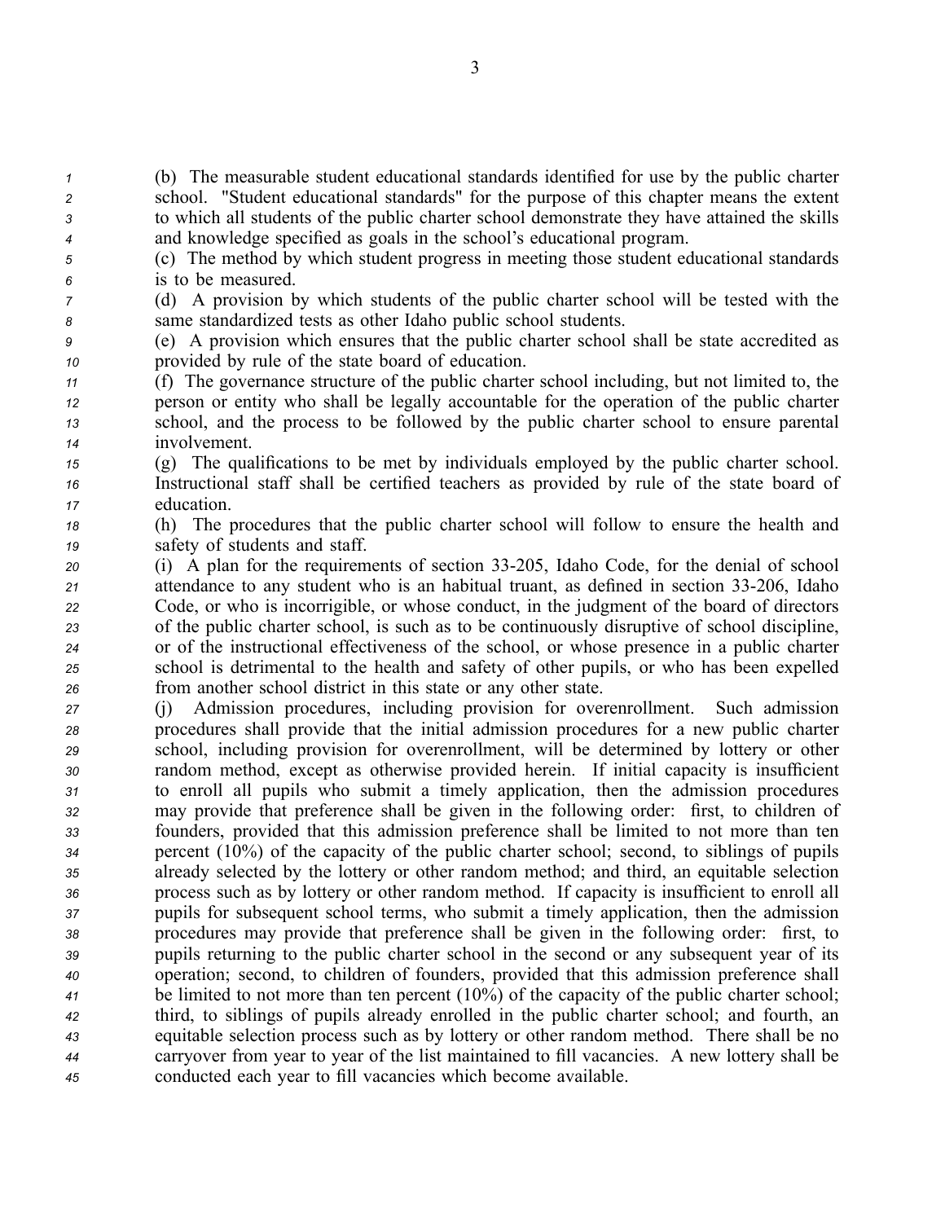(b) The measurable student educational standards identified for use by the public charter school. "Student educational standards" for the purpose of this chapter means the extent to which all students of the public charter school demonstrate they have attained the skills and knowledge specified as goals in the school's educational program.

(c) The method by which student progress in meeting those student educational standards is to be measured.

(d) A provision by which students of the public charter school will be tested with the same standardized tests as other Idaho public school students.

(e) A provision which ensures that the public charter school shall be state accredited as provided by rule of the state board of education.

(f) The governance structure of the public charter school including, but not limited to, the person or entity who shall be legally accountable for the operation of the public charter school, and the process to be followed by the public charter school to ensure parental involvement.

(g) The qualifications to be met by individuals employed by the public charter school. Instructional staff shall be certified teachers as provided by rule of the state board of education.

(h) The procedures that the public charter school will follow to ensure the health and safety of students and staff.

(i) A plan for the requirements of section 33-205, Idaho Code, for the denial of school attendance to any student who is an habitual truant, as defined in section 33-206, Idaho Code, or who is incorrigible, or whose conduct, in the judgment of the board of directors of the public charter school, is such as to be continuously disruptive of school discipline, or of the instructional effectiveness of the school, or whose presence in a public charter school is detrimental to the health and safety of other pupils, or who has been expelled from another school district in this state or any other state.

(j) Admission procedures, including provision for overenrollment. Such admission procedures shall provide that the initial admission procedures for a new public charter school, including provision for overenrollment, will be determined by lottery or other random method, except as otherwise provided herein. If initial capacity is insufficient to enroll all pupils who submit a timely application, then the admission procedures may provide that preference shall be given in the following order: first, to children of founders, provided that this admission preference shall be limited to not more than ten percent (10%) of the capacity of the public charter school; second, to siblings of pupils already selected by the lottery or other random method; and third, an equitable selection process such as by lottery or other random method. If capacity is insufficient to enroll all pupils for subsequent school terms, who submit a timely application, then the admission procedures may provide that preference shall be given in the following order: first, to pupils returning to the public charter school in the second or any subsequent year of its operation; second, to children of founders, provided that this admission preference shall be limited to not more than ten percent (10%) of the capacity of the public charter school; third, to siblings of pupils already enrolled in the public charter school; and fourth, an equitable selection process such as by lottery or other random method. There shall be no carryover from year to year of the list maintained to fill vacancies. A new lottery shall be conducted each year to fill vacancies which become available.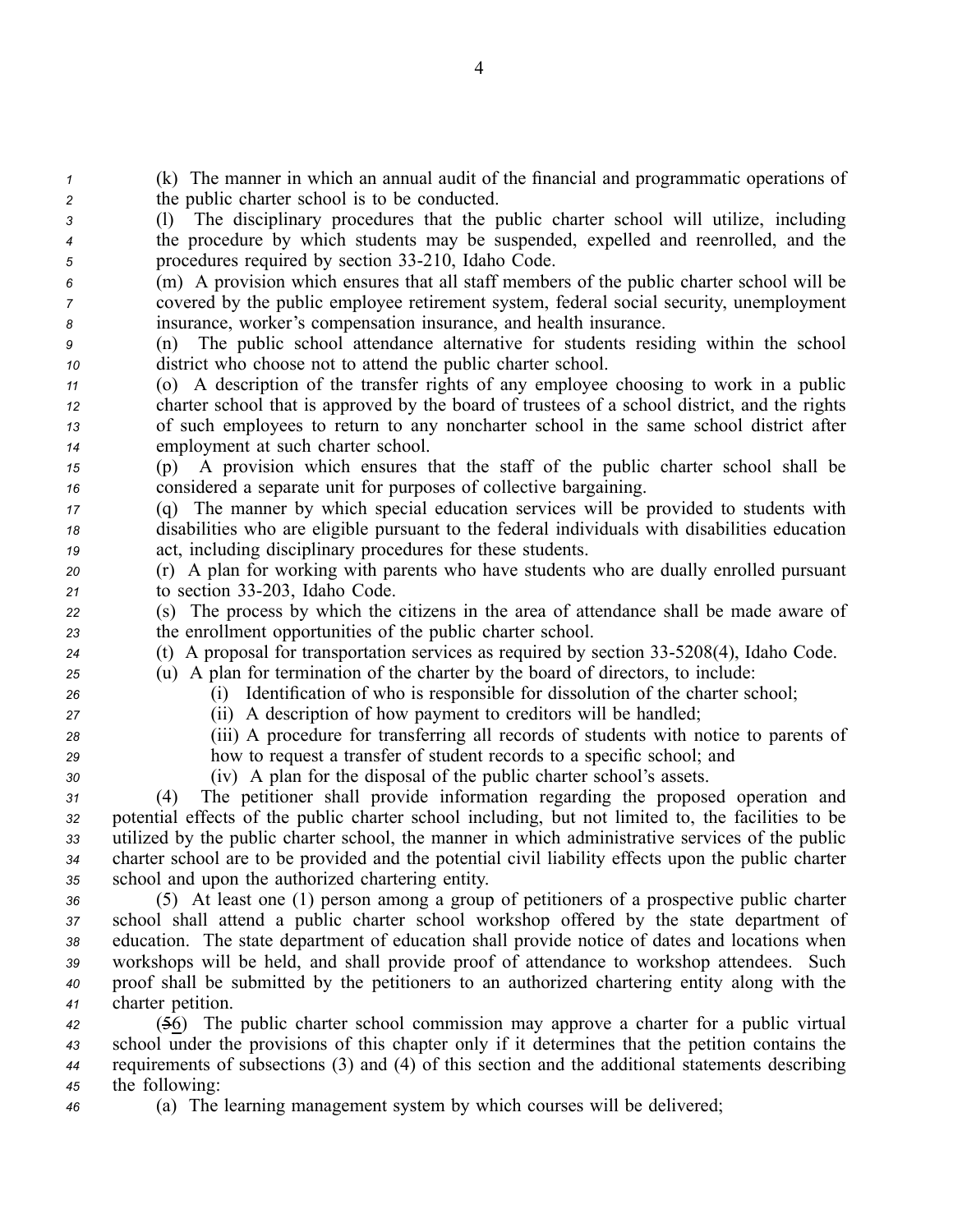(k) The manner in which an annual audit of the financial and programmatic operations of the public charter school is to be conducted.

(l) The disciplinary procedures that the public charter school will utilize, including the procedure by which students may be suspended, expelled and reenrolled, and the procedures required by section 33-210, Idaho Code.

(m) A provision which ensures that all staff members of the public charter school will be covered by the public employee retirement system, federal social security, unemployment insurance, worker's compensation insurance, and health insurance.

(n) The public school attendance alternative for students residing within the school district who choose not to attend the public charter school.

(o) A description of the transfer rights of any employee choosing to work in a public charter school that is approved by the board of trustees of a school district, and the rights of such employees to return to any noncharter school in the same school district after employment at such charter school.

(p) A provision which ensures that the staff of the public charter school shall be considered a separate unit for purposes of collective bargaining.

(q) The manner by which special education services will be provided to students with disabilities who are eligible pursuant to the federal individuals with disabilities education act, including disciplinary procedures for these students.

(r) A plan for working with parents who have students who are dually enrolled pursuant to section 33-203, Idaho Code.

(s) The process by which the citizens in the area of attendance shall be made aware of the enrollment opportunities of the public charter school.

(t) A proposal for transportation services as required by section 33-5208(4), Idaho Code.

(u) A plan for termination of the charter by the board of directors, to include:

(i) Identification of who is responsible for dissolution of the charter school;

(ii) A description of how payment to creditors will be handled;

(iii) A procedure for transferring all records of students with notice to parents of how to request a transfer of student records to a specific school; and

(iv) A plan for the disposal of the public charter school's assets.

(4) The petitioner shall provide information regarding the proposed operation and potential effects of the public charter school including, but not limited to, the facilities to be utilized by the public charter school, the manner in which administrative services of the public charter school are to be provided and the potential civil liability effects upon the public charter school and upon the authorized chartering entity.

(5) At least one (1) person among a group of petitioners of a prospective public charter school shall attend a public charter school workshop offered by the state department of education. The state department of education shall provide notice of dates and locations when workshops will be held, and shall provide proof of attendance to workshop attendees. Such proof shall be submitted by the petitioners to an authorized chartering entity along with the charter petition.

(~~5~~6) The public charter school commission may approve a charter for a public virtual school under the provisions of this chapter only if it determines that the petition contains the requirements of subsections (3) and (4) of this section and the additional statements describing the following:

(a) The learning management system by which courses will be delivered;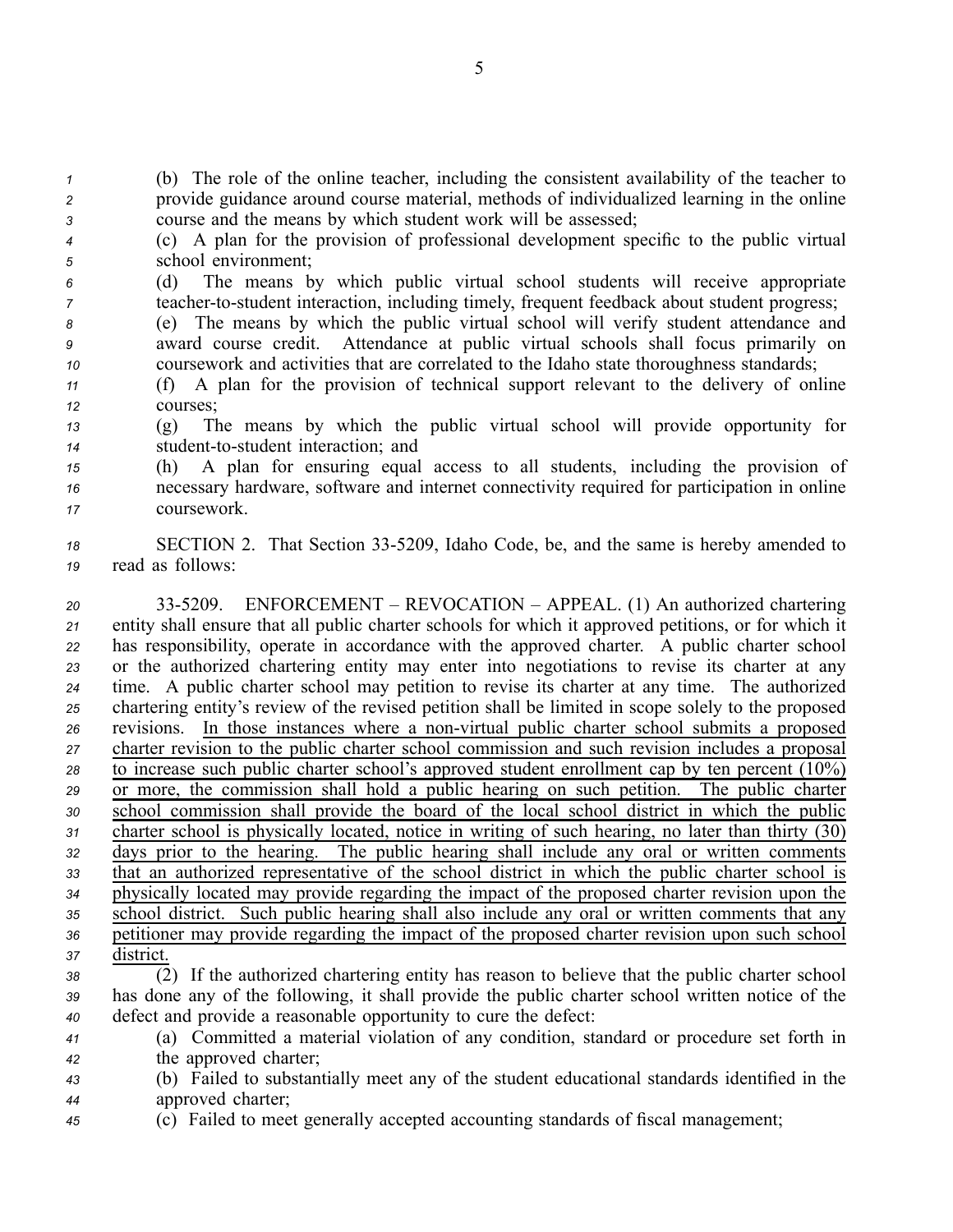(b) The role of the online teacher, including the consistent availability of the teacher to provide guidance around course material, methods of individualized learning in the online course and the means by which student work will be assessed;

(c) A plan for the provision of professional development specific to the public virtual school environment;

(d) The means by which public virtual school students will receive appropriate teacher-to-student interaction, including timely, frequent feedback about student progress;

(e) The means by which the public virtual school will verify student attendance and award course credit. Attendance at public virtual schools shall focus primarily on coursework and activities that are correlated to the Idaho state thoroughness standards;

(f) A plan for the provision of technical support relevant to the delivery of online courses;

(g) The means by which the public virtual school will provide opportunity for student-to-student interaction; and

(h) A plan for ensuring equal access to all students, including the provision of necessary hardware, software and internet connectivity required for participation in online coursework.

SECTION 2. That Section 33-5209, Idaho Code, be, and the same is hereby amended to read as follows:

33-5209. ENFORCEMENT – REVOCATION – APPEAL. (1) An authorized chartering entity shall ensure that all public charter schools for which it approved petitions, or for which it has responsibility, operate in accordance with the approved charter. A public charter school or the authorized chartering entity may enter into negotiations to revise its charter at any time. A public charter school may petition to revise its charter at any time. The authorized chartering entity's review of the revised petition shall be limited in scope solely to the proposed revisions. <u>In those instances where a non-virtual public charter school submits a proposed charter revision to the public charter school commission and such revision includes a proposal to increase such public charter school's approved student enrollment cap by ten percent (10%) or more, the commission shall hold a public hearing on such petition. The public charter school commission shall provide the board of the local school district in which the public charter school is physically located, notice in writing of such hearing, no later than thirty (30) days prior to the hearing. The public hearing shall include any oral or written comments that an authorized representative of the school district in which the public charter school is physically located may provide regarding the impact of the proposed charter revision upon the school district. Such public hearing shall also include any oral or written comments that any petitioner may provide regarding the impact of the proposed charter revision upon such school district.</u>

(2) If the authorized chartering entity has reason to believe that the public charter school has done any of the following, it shall provide the public charter school written notice of the defect and provide a reasonable opportunity to cure the defect:

(a) Committed a material violation of any condition, standard or procedure set forth in the approved charter;

(b) Failed to substantially meet any of the student educational standards identified in the approved charter;

(c) Failed to meet generally accepted accounting standards of fiscal management;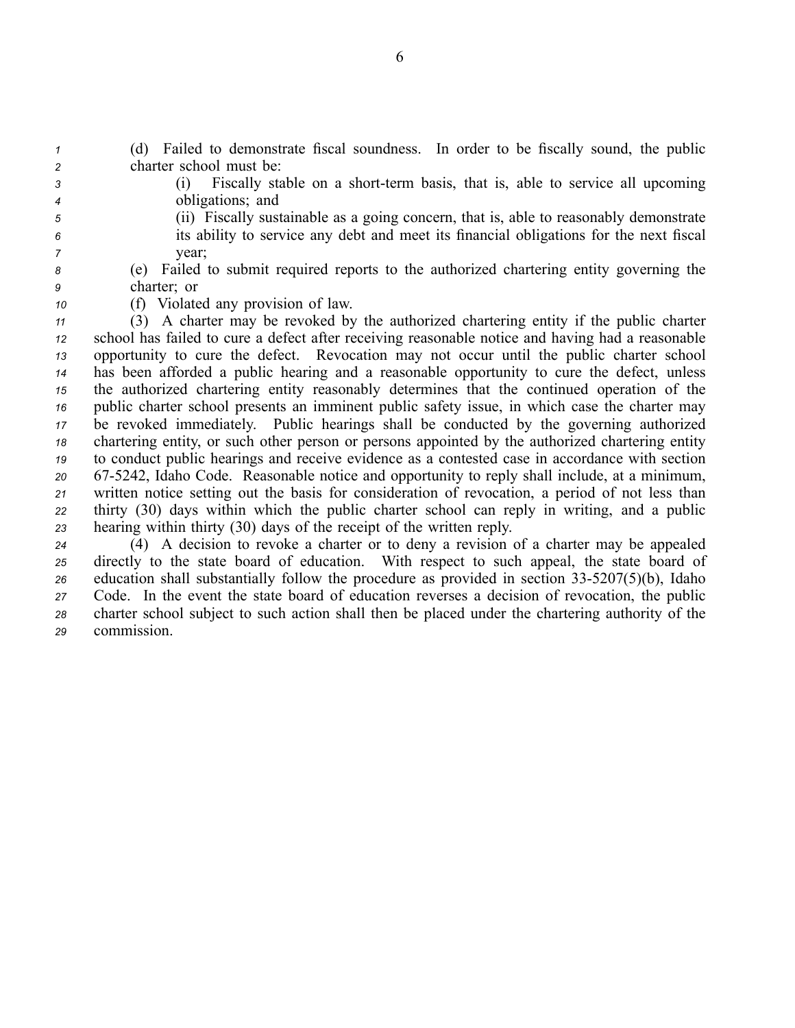(d) Failed to demonstrate fiscal soundness. In order to be fiscally sound, the public charter school must be:

(i) Fiscally stable on a short-term basis, that is, able to service all upcoming obligations; and

(ii) Fiscally sustainable as a going concern, that is, able to reasonably demonstrate its ability to service any debt and meet its financial obligations for the next fiscal year;

(e) Failed to submit required reports to the authorized chartering entity governing the charter; or

(f) Violated any provision of law.

(3) A charter may be revoked by the authorized chartering entity if the public charter school has failed to cure a defect after receiving reasonable notice and having had a reasonable opportunity to cure the defect. Revocation may not occur until the public charter school has been afforded a public hearing and a reasonable opportunity to cure the defect, unless the authorized chartering entity reasonably determines that the continued operation of the public charter school presents an imminent public safety issue, in which case the charter may be revoked immediately. Public hearings shall be conducted by the governing authorized chartering entity, or such other person or persons appointed by the authorized chartering entity to conduct public hearings and receive evidence as a contested case in accordance with section 67-5242, Idaho Code. Reasonable notice and opportunity to reply shall include, at a minimum, written notice setting out the basis for consideration of revocation, a period of not less than thirty (30) days within which the public charter school can reply in writing, and a public hearing within thirty (30) days of the receipt of the written reply.

(4) A decision to revoke a charter or to deny a revision of a charter may be appealed directly to the state board of education. With respect to such appeal, the state board of education shall substantially follow the procedure as provided in section 33-5207(5)(b), Idaho Code. In the event the state board of education reverses a decision of revocation, the public charter school subject to such action shall then be placed under the chartering authority of the commission.